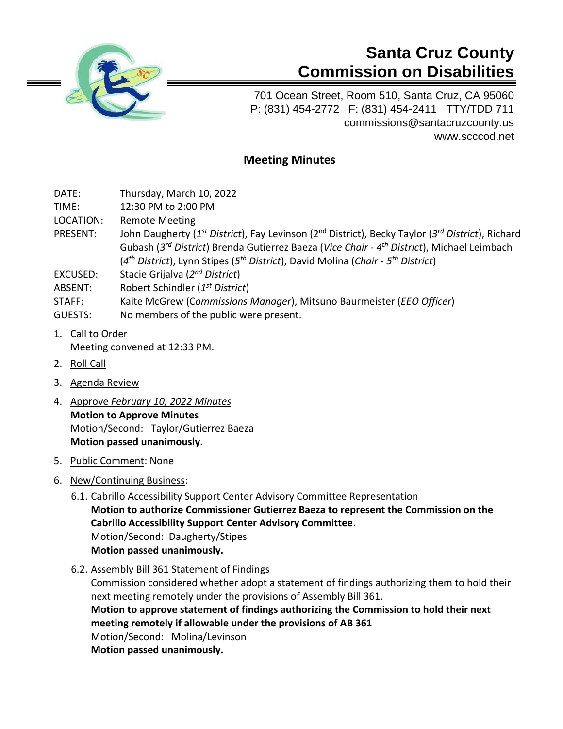# Santa Cruz County Commission on Disabilities

701 Ocean Street, Room 510, Santa Cruz, CA 95060
P: (831) 454-2772 F: (831) 454-2411 TTY/TDD 711
commissions@santacruzcounty.us
www.scccod.net

## Meeting Minutes

DATE: Thursday, March 10, 2022
TIME: 12:30 PM to 2:00 PM
LOCATION: Remote Meeting
PRESENT: John Daugherty (*1st District*), Fay Levinson (2nd District), Becky Taylor (*3rd District*), Richard Gubash (*3rd District*) Brenda Gutierrez Baeza (*Vice Chair - 4th District*), Michael Leimbach (*4th District*), Lynn Stipes (*5th District*), David Molina (*Chair - 5th District*)
EXCUSED: Stacie Grijalva (*2nd District*)
ABSENT: Robert Schindler (*1st District*)
STAFF: Kaite McGrew (*Commissions Manager*), Mitsuno Baurmeister (*EEO Officer*)
GUESTS: No members of the public were present.

1. Call to Order
   Meeting convened at 12:33 PM.
2. Roll Call
3. Agenda Review
4. Approve *February 10, 2022 Minutes*
   **Motion to Approve Minutes**
   Motion/Second: Taylor/Gutierrez Baeza
   **Motion passed unanimously.**
5. Public Comment: None
6. New/Continuing Business:
   6.1. Cabrillo Accessibility Support Center Advisory Committee Representation
   **Motion to authorize Commissioner Gutierrez Baeza to represent the Commission on the Cabrillo Accessibility Support Center Advisory Committee.**
   Motion/Second: Daugherty/Stipes
   **Motion passed unanimously.**

   6.2. Assembly Bill 361 Statement of Findings
   Commission considered whether adopt a statement of findings authorizing them to hold their next meeting remotely under the provisions of Assembly Bill 361.
   **Motion to approve statement of findings authorizing the Commission to hold their next meeting remotely if allowable under the provisions of AB 361**
   Motion/Second: Molina/Levinson
   **Motion passed unanimously.**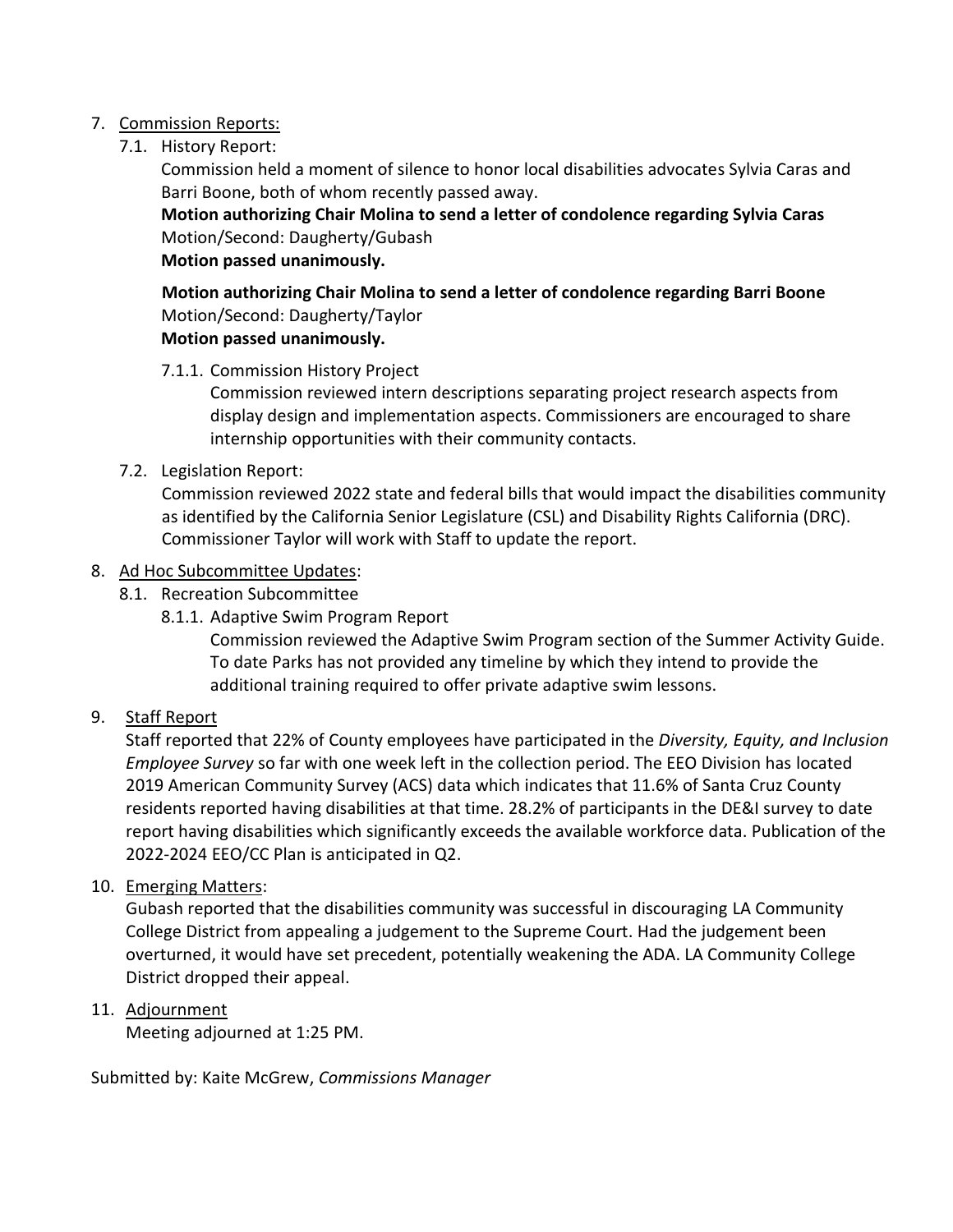7. Commission Reports:
   7.1. History Report:
   Commission held a moment of silence to honor local disabilities advocates Sylvia Caras and Barri Boone, both of whom recently passed away.
   **Motion authorizing Chair Molina to send a letter of condolence regarding Sylvia Caras**
   Motion/Second: Daugherty/Gubash
   **Motion passed unanimously.**

   **Motion authorizing Chair Molina to send a letter of condolence regarding Barri Boone**
   Motion/Second: Daugherty/Taylor
   **Motion passed unanimously.**

   7.1.1. Commission History Project
   Commission reviewed intern descriptions separating project research aspects from display design and implementation aspects. Commissioners are encouraged to share internship opportunities with their community contacts.

   7.2. Legislation Report:
   Commission reviewed 2022 state and federal bills that would impact the disabilities community as identified by the California Senior Legislature (CSL) and Disability Rights California (DRC). Commissioner Taylor will work with Staff to update the report.

8. Ad Hoc Subcommittee Updates:
   8.1. Recreation Subcommittee
   8.1.1. Adaptive Swim Program Report
   Commission reviewed the Adaptive Swim Program section of the Summer Activity Guide. To date Parks has not provided any timeline by which they intend to provide the additional training required to offer private adaptive swim lessons.

9. Staff Report
   Staff reported that 22% of County employees have participated in the *Diversity, Equity, and Inclusion Employee Survey* so far with one week left in the collection period. The EEO Division has located 2019 American Community Survey (ACS) data which indicates that 11.6% of Santa Cruz County residents reported having disabilities at that time. 28.2% of participants in the DE&I survey to date report having disabilities which significantly exceeds the available workforce data. Publication of the 2022-2024 EEO/CC Plan is anticipated in Q2.

10. Emerging Matters:
    Gubash reported that the disabilities community was successful in discouraging LA Community College District from appealing a judgement to the Supreme Court. Had the judgement been overturned, it would have set precedent, potentially weakening the ADA. LA Community College District dropped their appeal.

11. Adjournment
    Meeting adjourned at 1:25 PM.

Submitted by: Kaite McGrew, *Commissions Manager*